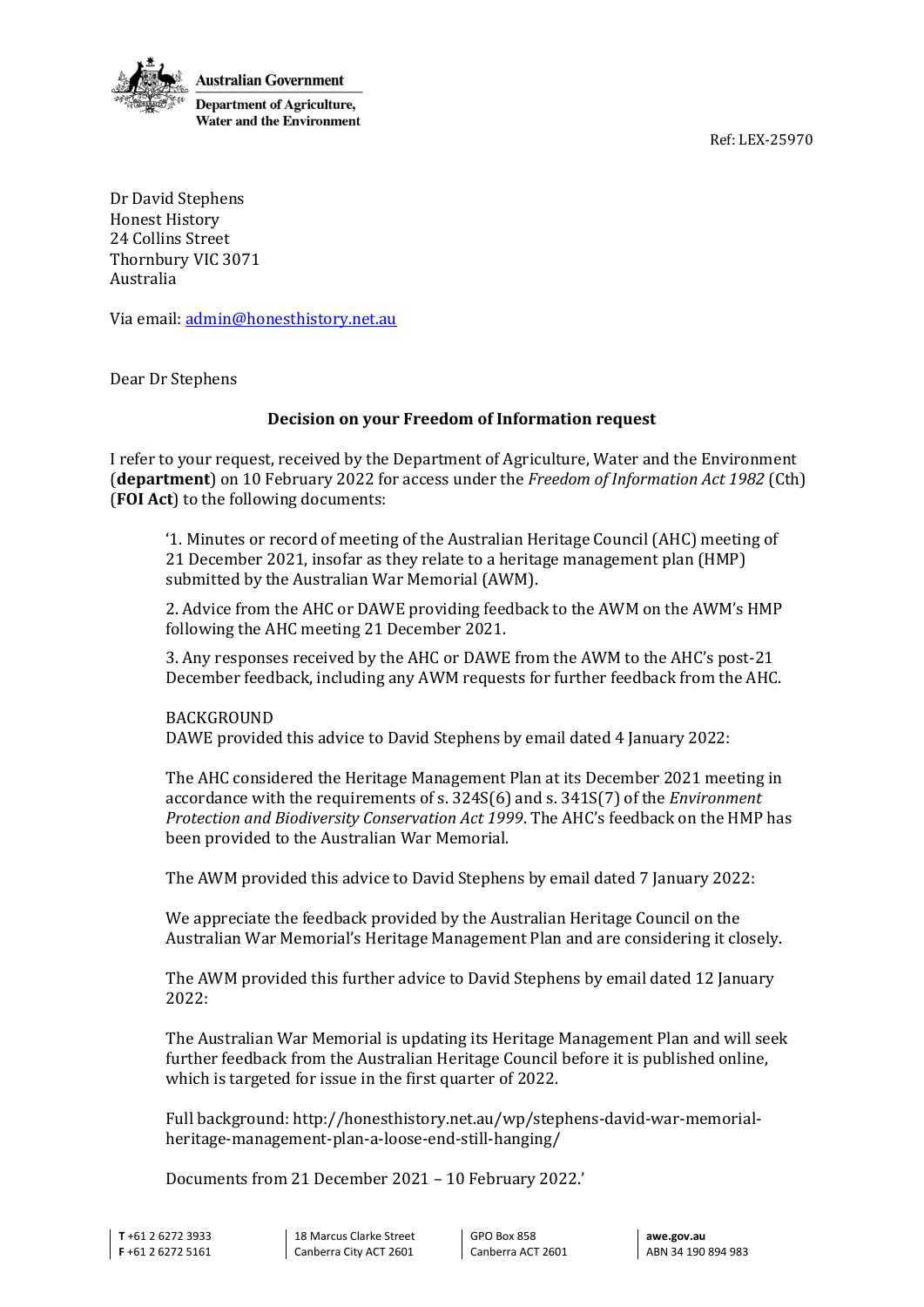Australian Government

Department of Agriculture, Water and the Environment

Ref: LEX-25970

Dr David Stephens
Honest History
24 Collins Street
Thornbury VIC 3071
Australia

Via email: admin@honesthistory.net.au

Dear Dr Stephens

**Decision on your Freedom of Information request**

I refer to your request, received by the Department of Agriculture, Water and the Environment (**department**) on 10 February 2022 for access under the *Freedom of Information Act 1982* (Cth) (**FOI Act**) to the following documents:

> '1. Minutes or record of meeting of the Australian Heritage Council (AHC) meeting of 21 December 2021, insofar as they relate to a heritage management plan (HMP) submitted by the Australian War Memorial (AWM).
>
> 2. Advice from the AHC or DAWE providing feedback to the AWM on the AWM's HMP following the AHC meeting 21 December 2021.
>
> 3. Any responses received by the AHC or DAWE from the AWM to the AHC's post-21 December feedback, including any AWM requests for further feedback from the AHC.
>
> BACKGROUND
> DAWE provided this advice to David Stephens by email dated 4 January 2022:
>
> The AHC considered the Heritage Management Plan at its December 2021 meeting in accordance with the requirements of s. 324S(6) and s. 341S(7) of the *Environment Protection and Biodiversity Conservation Act 1999*. The AHC's feedback on the HMP has been provided to the Australian War Memorial.
>
> The AWM provided this advice to David Stephens by email dated 7 January 2022:
>
> We appreciate the feedback provided by the Australian Heritage Council on the Australian War Memorial's Heritage Management Plan and are considering it closely.
>
> The AWM provided this further advice to David Stephens by email dated 12 January 2022:
>
> The Australian War Memorial is updating its Heritage Management Plan and will seek further feedback from the Australian Heritage Council before it is published online, which is targeted for issue in the first quarter of 2022.
>
> Full background: http://honesthistory.net.au/wp/stephens-david-war-memorial-heritage-management-plan-a-loose-end-still-hanging/
>
> Documents from 21 December 2021 – 10 February 2022.'

**T** +61 2 6272 3933
**F** +61 2 6272 5161

18 Marcus Clarke Street
Canberra City ACT 2601

GPO Box 858
Canberra ACT 2601

**awe.gov.au**
ABN 34 190 894 983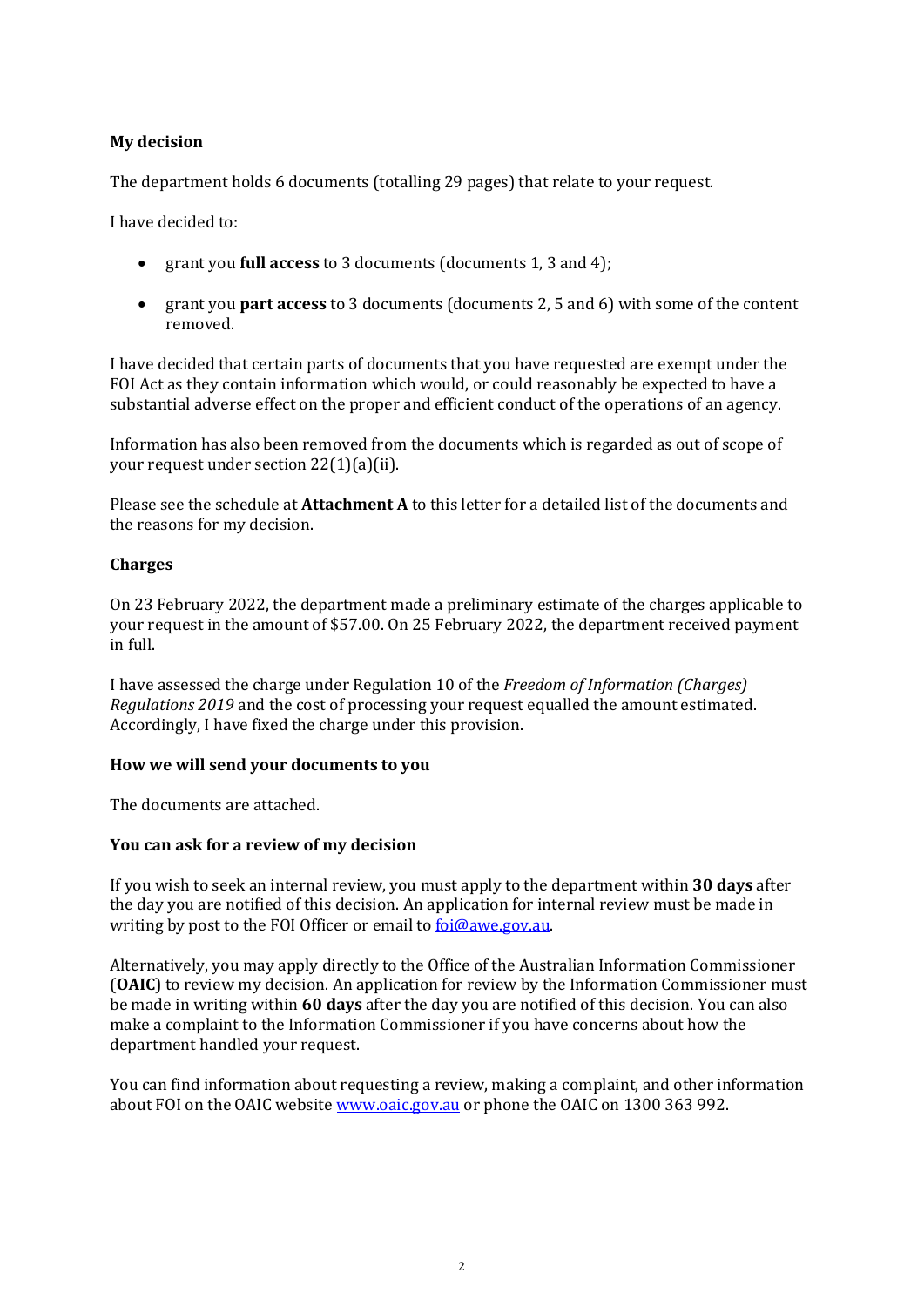**My decision**

The department holds 6 documents (totalling 29 pages) that relate to your request.

I have decided to:

- grant you **full access** to 3 documents (documents 1, 3 and 4);
- grant you **part access** to 3 documents (documents 2, 5 and 6) with some of the content removed.

I have decided that certain parts of documents that you have requested are exempt under the FOI Act as they contain information which would, or could reasonably be expected to have a substantial adverse effect on the proper and efficient conduct of the operations of an agency.

Information has also been removed from the documents which is regarded as out of scope of your request under section 22(1)(a)(ii).

Please see the schedule at **Attachment A** to this letter for a detailed list of the documents and the reasons for my decision.

**Charges**

On 23 February 2022, the department made a preliminary estimate of the charges applicable to your request in the amount of $57.00. On 25 February 2022, the department received payment in full.

I have assessed the charge under Regulation 10 of the *Freedom of Information (Charges) Regulations 2019* and the cost of processing your request equalled the amount estimated. Accordingly, I have fixed the charge under this provision.

**How we will send your documents to you**

The documents are attached.

**You can ask for a review of my decision**

If you wish to seek an internal review, you must apply to the department within **30 days** after the day you are notified of this decision. An application for internal review must be made in writing by post to the FOI Officer or email to foi@awe.gov.au.

Alternatively, you may apply directly to the Office of the Australian Information Commissioner (**OAIC**) to review my decision. An application for review by the Information Commissioner must be made in writing within **60 days** after the day you are notified of this decision. You can also make a complaint to the Information Commissioner if you have concerns about how the department handled your request.

You can find information about requesting a review, making a complaint, and other information about FOI on the OAIC website www.oaic.gov.au or phone the OAIC on 1300 363 992.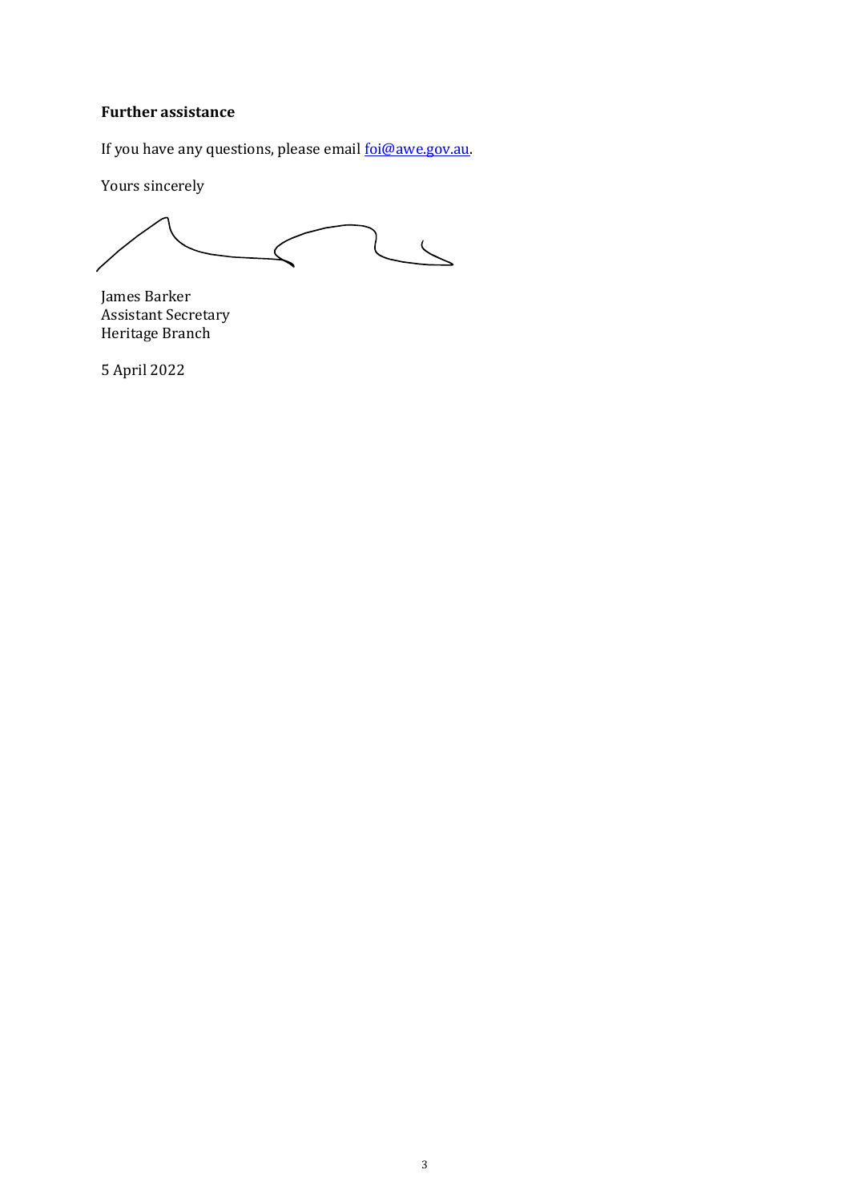**Further assistance**

If you have any questions, please email [foi@awe.gov.au](mailto:foi@awe.gov.au).

Yours sincerely

James Barker
Assistant Secretary
Heritage Branch

5 April 2022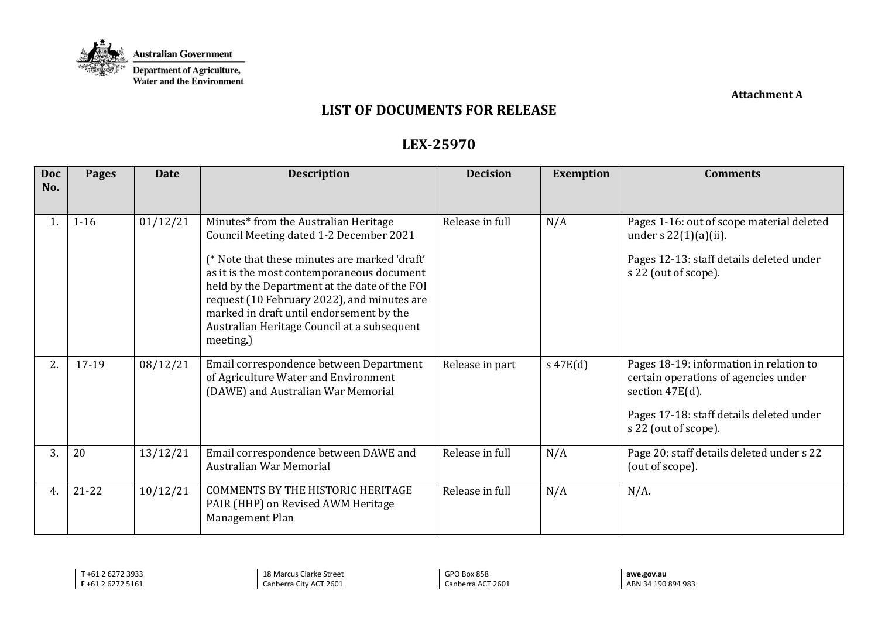Australian Government

Department of Agriculture, Water and the Environment

**Attachment A**

## LIST OF DOCUMENTS FOR RELEASE

## LEX-25970

| Doc No. | Pages | Date | Description | Decision | Exemption | Comments |
|---|---|---|---|---|---|---|
| 1. | 1-16 | 01/12/21 | Minutes* from the Australian Heritage Council Meeting dated 1-2 December 2021<br><br>(* Note that these minutes are marked 'draft' as it is the most contemporaneous document held by the Department at the date of the FOI request (10 February 2022), and minutes are marked in draft until endorsement by the Australian Heritage Council at a subsequent meeting.) | Release in full | N/A | Pages 1-16: out of scope material deleted under s 22(1)(a)(ii).<br><br>Pages 12-13: staff details deleted under s 22 (out of scope). |
| 2. | 17-19 | 08/12/21 | Email correspondence between Department of Agriculture Water and Environment (DAWE) and Australian War Memorial | Release in part | s 47E(d) | Pages 18-19: information in relation to certain operations of agencies under section 47E(d).<br><br>Pages 17-18: staff details deleted under s 22 (out of scope). |
| 3. | 20 | 13/12/21 | Email correspondence between DAWE and Australian War Memorial | Release in full | N/A | Page 20: staff details deleted under s 22 (out of scope). |
| 4. | 21-22 | 10/12/21 | COMMENTS BY THE HISTORIC HERITAGE PAIR (HHP) on Revised AWM Heritage Management Plan | Release in full | N/A | N/A. |

**T** +61 2 6272 3933
**F** +61 2 6272 5161

18 Marcus Clarke Street
Canberra City ACT 2601

GPO Box 858
Canberra ACT 2601

**awe.gov.au**
ABN 34 190 894 983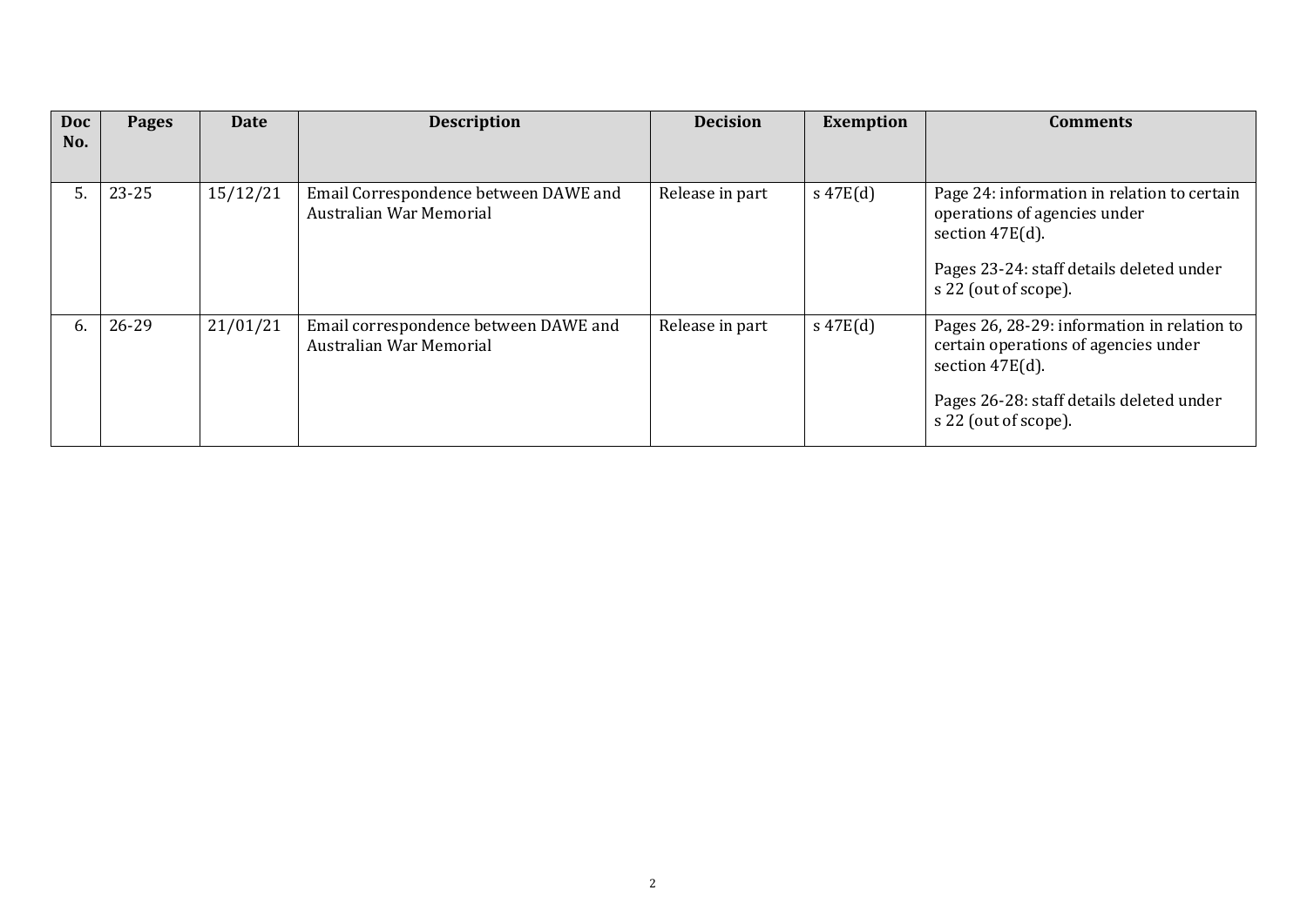| Doc No. | Pages | Date | Description | Decision | Exemption | Comments |
|---|---|---|---|---|---|---|
| 5. | 23-25 | 15/12/21 | Email Correspondence between DAWE and Australian War Memorial | Release in part | s 47E(d) | Page 24: information in relation to certain operations of agencies under section 47E(d).<br><br>Pages 23-24: staff details deleted under s 22 (out of scope). |
| 6. | 26-29 | 21/01/21 | Email correspondence between DAWE and Australian War Memorial | Release in part | s 47E(d) | Pages 26, 28-29: information in relation to certain operations of agencies under section 47E(d).<br><br>Pages 26-28: staff details deleted under s 22 (out of scope). |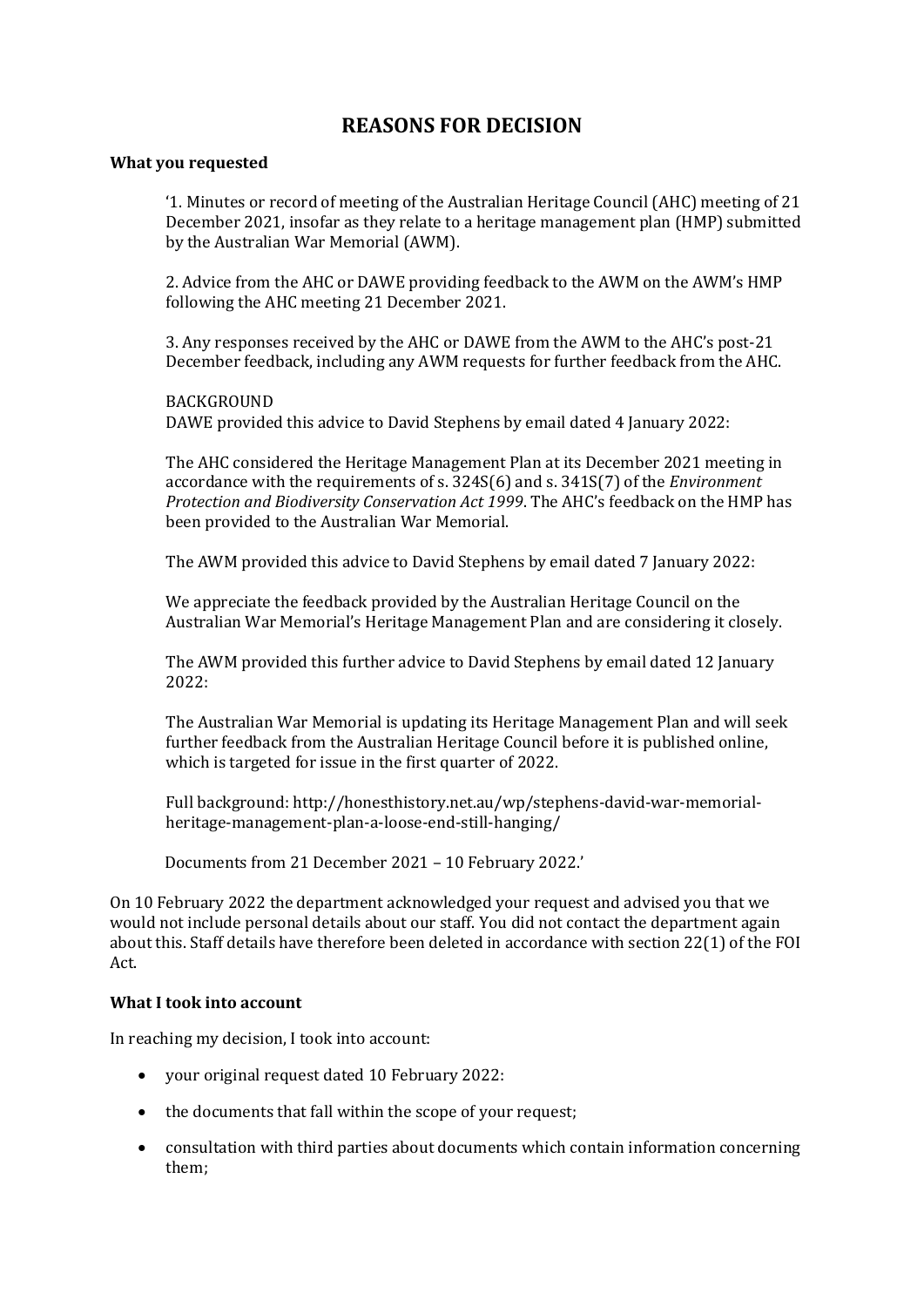# REASONS FOR DECISION

**What you requested**

> '1. Minutes or record of meeting of the Australian Heritage Council (AHC) meeting of 21 December 2021, insofar as they relate to a heritage management plan (HMP) submitted by the Australian War Memorial (AWM).
>
> 2. Advice from the AHC or DAWE providing feedback to the AWM on the AWM's HMP following the AHC meeting 21 December 2021.
>
> 3. Any responses received by the AHC or DAWE from the AWM to the AHC's post-21 December feedback, including any AWM requests for further feedback from the AHC.
>
> BACKGROUND
> DAWE provided this advice to David Stephens by email dated 4 January 2022:
>
> The AHC considered the Heritage Management Plan at its December 2021 meeting in accordance with the requirements of s. 324S(6) and s. 341S(7) of the *Environment Protection and Biodiversity Conservation Act 1999*. The AHC's feedback on the HMP has been provided to the Australian War Memorial.
>
> The AWM provided this advice to David Stephens by email dated 7 January 2022:
>
> We appreciate the feedback provided by the Australian Heritage Council on the Australian War Memorial's Heritage Management Plan and are considering it closely.
>
> The AWM provided this further advice to David Stephens by email dated 12 January 2022:
>
> The Australian War Memorial is updating its Heritage Management Plan and will seek further feedback from the Australian Heritage Council before it is published online, which is targeted for issue in the first quarter of 2022.
>
> Full background: http://honesthistory.net.au/wp/stephens-david-war-memorial-heritage-management-plan-a-loose-end-still-hanging/
>
> Documents from 21 December 2021 – 10 February 2022.'

On 10 February 2022 the department acknowledged your request and advised you that we would not include personal details about our staff. You did not contact the department again about this. Staff details have therefore been deleted in accordance with section 22(1) of the FOI Act.

**What I took into account**

In reaching my decision, I took into account:

- your original request dated 10 February 2022:
- the documents that fall within the scope of your request;
- consultation with third parties about documents which contain information concerning them;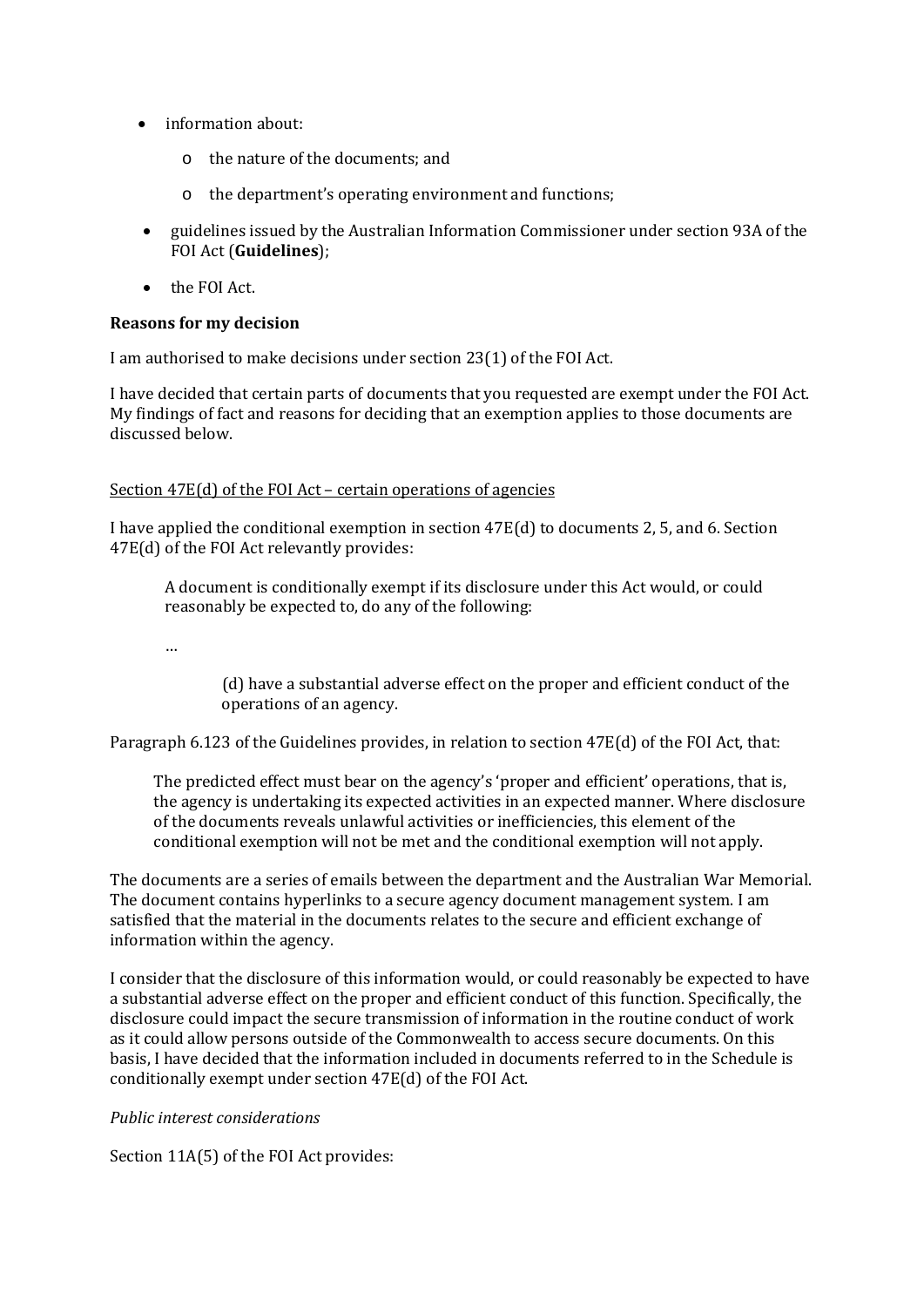- information about:
    - the nature of the documents; and
    - the department's operating environment and functions;
- guidelines issued by the Australian Information Commissioner under section 93A of the FOI Act (**Guidelines**);
- the FOI Act.

**Reasons for my decision**

I am authorised to make decisions under section 23(1) of the FOI Act.

I have decided that certain parts of documents that you requested are exempt under the FOI Act. My findings of fact and reasons for deciding that an exemption applies to those documents are discussed below.

<u>Section 47E(d) of the FOI Act – certain operations of agencies</u>

I have applied the conditional exemption in section 47E(d) to documents 2, 5, and 6. Section 47E(d) of the FOI Act relevantly provides:

> A document is conditionally exempt if its disclosure under this Act would, or could reasonably be expected to, do any of the following:
>
> …
>
> (d) have a substantial adverse effect on the proper and efficient conduct of the operations of an agency.

Paragraph 6.123 of the Guidelines provides, in relation to section 47E(d) of the FOI Act, that:

> The predicted effect must bear on the agency's 'proper and efficient' operations, that is, the agency is undertaking its expected activities in an expected manner. Where disclosure of the documents reveals unlawful activities or inefficiencies, this element of the conditional exemption will not be met and the conditional exemption will not apply.

The documents are a series of emails between the department and the Australian War Memorial. The document contains hyperlinks to a secure agency document management system. I am satisfied that the material in the documents relates to the secure and efficient exchange of information within the agency.

I consider that the disclosure of this information would, or could reasonably be expected to have a substantial adverse effect on the proper and efficient conduct of this function. Specifically, the disclosure could impact the secure transmission of information in the routine conduct of work as it could allow persons outside of the Commonwealth to access secure documents. On this basis, I have decided that the information included in documents referred to in the Schedule is conditionally exempt under section 47E(d) of the FOI Act.

*Public interest considerations*

Section 11A(5) of the FOI Act provides: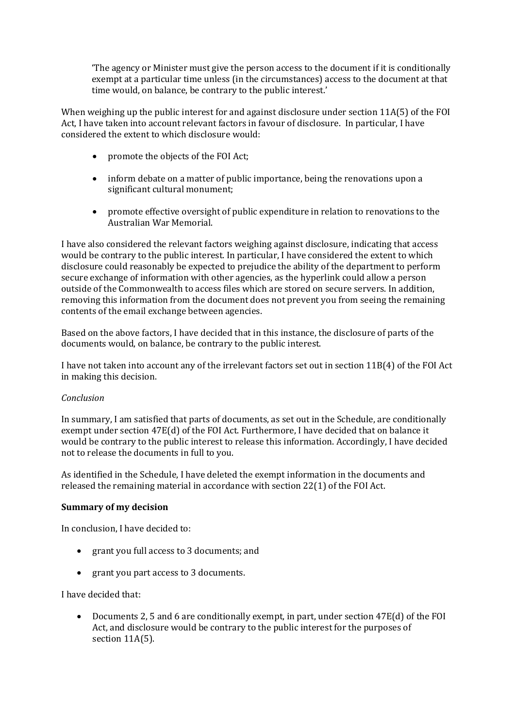> 'The agency or Minister must give the person access to the document if it is conditionally exempt at a particular time unless (in the circumstances) access to the document at that time would, on balance, be contrary to the public interest.'

When weighing up the public interest for and against disclosure under section 11A(5) of the FOI Act, I have taken into account relevant factors in favour of disclosure. In particular, I have considered the extent to which disclosure would:

- promote the objects of the FOI Act;
- inform debate on a matter of public importance, being the renovations upon a significant cultural monument;
- promote effective oversight of public expenditure in relation to renovations to the Australian War Memorial.

I have also considered the relevant factors weighing against disclosure, indicating that access would be contrary to the public interest. In particular, I have considered the extent to which disclosure could reasonably be expected to prejudice the ability of the department to perform secure exchange of information with other agencies, as the hyperlink could allow a person outside of the Commonwealth to access files which are stored on secure servers. In addition, removing this information from the document does not prevent you from seeing the remaining contents of the email exchange between agencies.

Based on the above factors, I have decided that in this instance, the disclosure of parts of the documents would, on balance, be contrary to the public interest.

I have not taken into account any of the irrelevant factors set out in section 11B(4) of the FOI Act in making this decision.

*Conclusion*

In summary, I am satisfied that parts of documents, as set out in the Schedule, are conditionally exempt under section 47E(d) of the FOI Act. Furthermore, I have decided that on balance it would be contrary to the public interest to release this information. Accordingly, I have decided not to release the documents in full to you.

As identified in the Schedule, I have deleted the exempt information in the documents and released the remaining material in accordance with section 22(1) of the FOI Act.

**Summary of my decision**

In conclusion, I have decided to:

- grant you full access to 3 documents; and
- grant you part access to 3 documents.

I have decided that:

- Documents 2, 5 and 6 are conditionally exempt, in part, under section 47E(d) of the FOI Act, and disclosure would be contrary to the public interest for the purposes of section 11A(5).